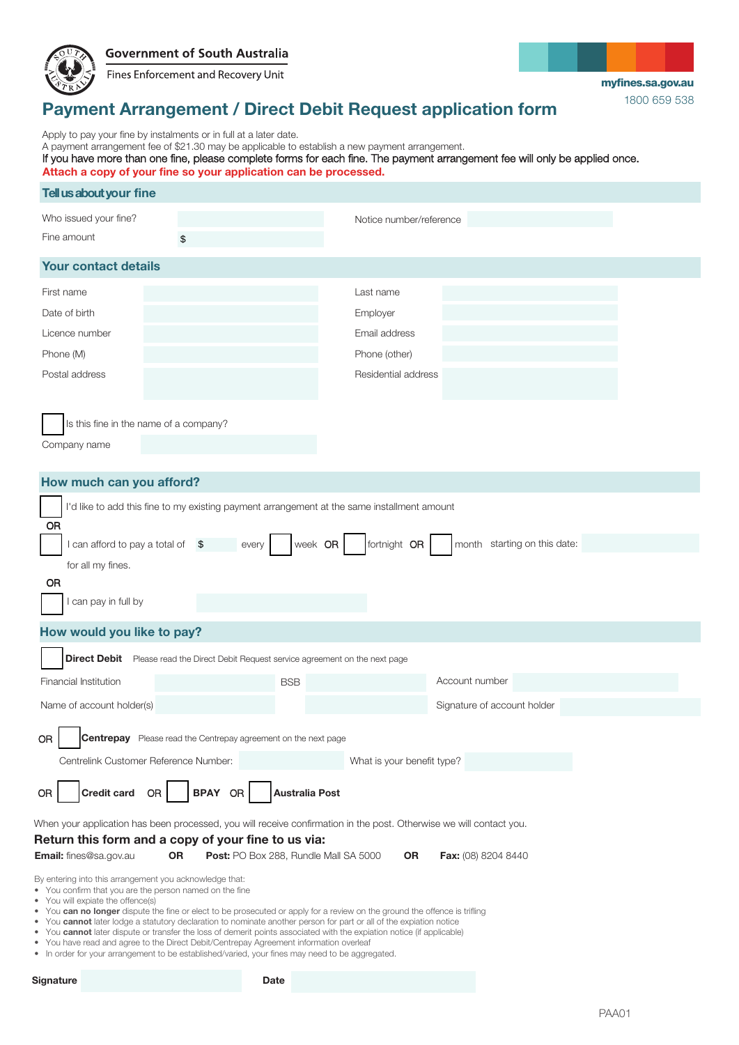Government of South Australia

Fines Enforcement and Recovery Unit

myfines.sa.gov.au

1800 659 538

# Payment Arrangement / Direct Debit Request application form

Apply to pay your fine by instalments or in full at a later date.
A payment arrangement fee of $21.30 may be applicable to establish a new payment arrangement.
If you have more than one fine, please complete forms for each fine. The payment arrangement fee will only be applied once.
**Attach a copy of your fine so your application can be processed.**

## Tell us about your fine

Who issued your fine?

Notice number/reference

Fine amount $

## Your contact details

First name

Last name

Date of birth

Employer

Licence number

Email address

Phone (M)

Phone (other)

Postal address

Residential address

☐ Is this fine in the name of a company?

Company name

## How much can you afford?

☐ I'd like to add this fine to my existing payment arrangement at the same installment amount

OR

☐ I can afford to pay a total of $ every ☐ week OR ☐ fortnight OR ☐ month starting on this date:

for all my fines.

OR

☐ I can pay in full by

## How would you like to pay?

☐ **Direct Debit** Please read the Direct Debit Request service agreement on the next page

Financial Institution

BSB

Account number

Name of account holder(s)

Signature of account holder

OR ☐ **Centrepay** Please read the Centrepay agreement on the next page

Centrelink Customer Reference Number:

What is your benefit type?

OR ☐ **Credit card** OR ☐ **BPAY** OR ☐ **Australia Post**

When your application has been processed, you will receive confirmation in the post. Otherwise we will contact you.

### Return this form and a copy of your fine to us via:

**Email:** fines@sa.gov.au **OR** **Post:** PO Box 288, Rundle Mall SA 5000 **OR** **Fax:** (08) 8204 8440

By entering into this arrangement you acknowledge that:

- You confirm that you are the person named on the fine
- You will expiate the offence(s)
- You **can no longer** dispute the fine or elect to be prosecuted or apply for a review on the ground the offence is trifling
- You **cannot** later lodge a statutory declaration to nominate another person for part or all of the expiation notice
- You **cannot** later dispute or transfer the loss of demerit points associated with the expiation notice (if applicable)
- You have read and agree to the Direct Debit/Centrepay Agreement information overleaf
- In order for your arrangement to be established/varied, your fines may need to be aggregated.

**Signature**

**Date**

PAA01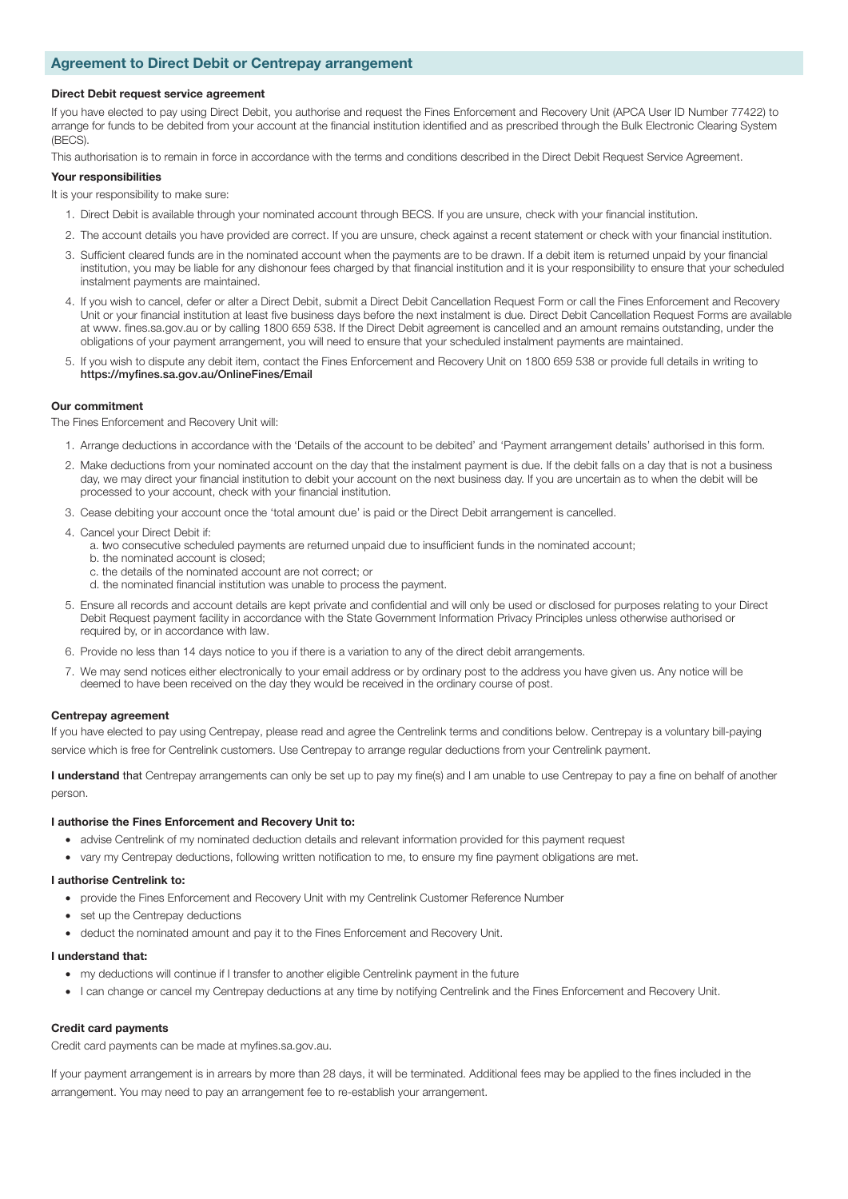## Agreement to Direct Debit or Centrepay arrangement

### Direct Debit request service agreement

If you have elected to pay using Direct Debit, you authorise and request the Fines Enforcement and Recovery Unit (APCA User ID Number 77422) to arrange for funds to be debited from your account at the financial institution identified and as prescribed through the Bulk Electronic Clearing System (BECS).

This authorisation is to remain in force in accordance with the terms and conditions described in the Direct Debit Request Service Agreement.

**Your responsibilities**

It is your responsibility to make sure:

1. Direct Debit is available through your nominated account through BECS. If you are unsure, check with your financial institution.
2. The account details you have provided are correct. If you are unsure, check against a recent statement or check with your financial institution.
3. Sufficient cleared funds are in the nominated account when the payments are to be drawn. If a debit item is returned unpaid by your financial institution, you may be liable for any dishonour fees charged by that financial institution and it is your responsibility to ensure that your scheduled instalment payments are maintained.
4. If you wish to cancel, defer or alter a Direct Debit, submit a Direct Debit Cancellation Request Form or call the Fines Enforcement and Recovery Unit or your financial institution at least five business days before the next instalment is due. Direct Debit Cancellation Request Forms are available at www. fines.sa.gov.au or by calling 1800 659 538. If the Direct Debit agreement is cancelled and an amount remains outstanding, under the obligations of your payment arrangement, you will need to ensure that your scheduled instalment payments are maintained.
5. If you wish to dispute any debit item, contact the Fines Enforcement and Recovery Unit on 1800 659 538 or provide full details in writing to **https://myfines.sa.gov.au/OnlineFines/Email**

**Our commitment**

The Fines Enforcement and Recovery Unit will:

1. Arrange deductions in accordance with the 'Details of the account to be debited' and 'Payment arrangement details' authorised in this form.
2. Make deductions from your nominated account on the day that the instalment payment is due. If the debit falls on a day that is not a business day, we may direct your financial institution to debit your account on the next business day. If you are uncertain as to when the debit will be processed to your account, check with your financial institution.
3. Cease debiting your account once the 'total amount due' is paid or the Direct Debit arrangement is cancelled.
4. Cancel your Direct Debit if:
   a. two consecutive scheduled payments are returned unpaid due to insufficient funds in the nominated account;
   b. the nominated account is closed;
   c. the details of the nominated account are not correct; or
   d. the nominated financial institution was unable to process the payment.
5. Ensure all records and account details are kept private and confidential and will only be used or disclosed for purposes relating to your Direct Debit Request payment facility in accordance with the State Government Information Privacy Principles unless otherwise authorised or required by, or in accordance with law.
6. Provide no less than 14 days notice to you if there is a variation to any of the direct debit arrangements.
7. We may send notices either electronically to your email address or by ordinary post to the address you have given us. Any notice will be deemed to have been received on the day they would be received in the ordinary course of post.

### Centrepay agreement

If you have elected to pay using Centrepay, please read and agree the Centrelink terms and conditions below. Centrepay is a voluntary bill-paying service which is free for Centrelink customers. Use Centrepay to arrange regular deductions from your Centrelink payment.

**I understand** that Centrepay arrangements can only be set up to pay my fine(s) and I am unable to use Centrepay to pay a fine on behalf of another person.

**I authorise the Fines Enforcement and Recovery Unit to:**

- advise Centrelink of my nominated deduction details and relevant information provided for this payment request
- vary my Centrepay deductions, following written notification to me, to ensure my fine payment obligations are met.

**I authorise Centrelink to:**

- provide the Fines Enforcement and Recovery Unit with my Centrelink Customer Reference Number
- set up the Centrepay deductions
- deduct the nominated amount and pay it to the Fines Enforcement and Recovery Unit.

**I understand that:**

- my deductions will continue if I transfer to another eligible Centrelink payment in the future
- I can change or cancel my Centrepay deductions at any time by notifying Centrelink and the Fines Enforcement and Recovery Unit.

### Credit card payments

Credit card payments can be made at myfines.sa.gov.au.

If your payment arrangement is in arrears by more than 28 days, it will be terminated. Additional fees may be applied to the fines included in the arrangement. You may need to pay an arrangement fee to re-establish your arrangement.